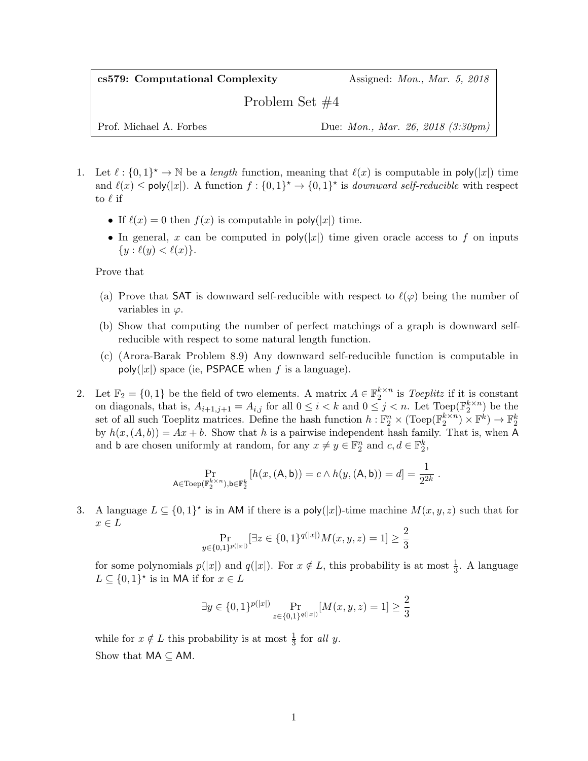**cs579: Computational Complexity** — Assigned: *Mon., Mar. 5, 2018*

# Problem Set #4

Prof. Michael A. Forbes — Due: *Mon., Mar. 26, 2018 (3:30pm)*

1. Let $\ell : \{0,1\}^\star \to \mathbb{N}$ be a *length* function, meaning that $\ell(x)$ is computable in $\mathsf{poly}(|x|)$ time and $\ell(x) \leq \mathsf{poly}(|x|)$. A function $f : \{0,1\}^\star \to \{0,1\}^\star$ is *downward self-reducible* with respect to $\ell$ if

   - If $\ell(x) = 0$ then $f(x)$ is computable in $\mathsf{poly}(|x|)$ time.
   - In general, $x$ can be computed in $\mathsf{poly}(|x|)$ time given oracle access to $f$ on inputs $\{y : \ell(y) < \ell(x)\}$.

   Prove that

   (a) Prove that $\mathsf{SAT}$ is downward self-reducible with respect to $\ell(\varphi)$ being the number of variables in $\varphi$.

   (b) Show that computing the number of perfect matchings of a graph is downward self-reducible with respect to some natural length function.

   (c) (Arora-Barak Problem 8.9) Any downward self-reducible function is computable in $\mathsf{poly}(|x|)$ space (ie, $\mathsf{PSPACE}$ when $f$ is a language).

2. Let $\mathbb{F}_2 = \{0,1\}$ be the field of two elements. A matrix $A \in \mathbb{F}_2^{k \times n}$ is *Toeplitz* if it is constant on diagonals, that is, $A_{i+1,j+1} = A_{i,j}$ for all $0 \leq i < k$ and $0 \leq j < n$. Let $\mathrm{Toep}(\mathbb{F}_2^{k\times n})$ be the set of all such Toeplitz matrices. Define the hash function $h : \mathbb{F}_2^n \times (\mathrm{Toep}(\mathbb{F}_2^{k\times n}) \times \mathbb{F}^k) \to \mathbb{F}_2^k$ by $h(x,(A,b)) = Ax + b$. Show that $h$ is a pairwise independent hash family. That is, when $\mathsf{A}$ and $\mathsf{b}$ are chosen uniformly at random, for any $x \neq y \in \mathbb{F}_2^n$ and $c, d \in \mathbb{F}_2^k$,

$$\Pr_{\mathsf{A}\in \mathrm{Toep}(\mathbb{F}_2^{k\times n}),\mathsf{b}\in\mathbb{F}_2^k}[h(x,(\mathsf{A},\mathsf{b})) = c \wedge h(y,(\mathsf{A},\mathsf{b})) = d] = \frac{1}{2^{2k}}\ .$$

3. A language $L \subseteq \{0,1\}^\star$ is in $\mathsf{AM}$ if there is a $\mathsf{poly}(|x|)$-time machine $M(x,y,z)$ such that for $x \in L$

$$\Pr_{y\in\{0,1\}^{p(|x|)}}[\exists z \in \{0,1\}^{q(|x|)} M(x,y,z) = 1] \geq \frac{2}{3}$$

   for some polynomials $p(|x|)$ and $q(|x|)$. For $x \notin L$, this probability is at most $\frac{1}{3}$. A language $L \subseteq \{0,1\}^\star$ is in $\mathsf{MA}$ if for $x \in L$

$$\exists y \in \{0,1\}^{p(|x|)} \Pr_{z\in\{0,1\}^{q(|x|)}}[M(x,y,z) = 1] \geq \frac{2}{3}$$

   while for $x \notin L$ this probability is at most $\frac{1}{3}$ for *all* $y$.

   Show that $\mathsf{MA} \subseteq \mathsf{AM}$.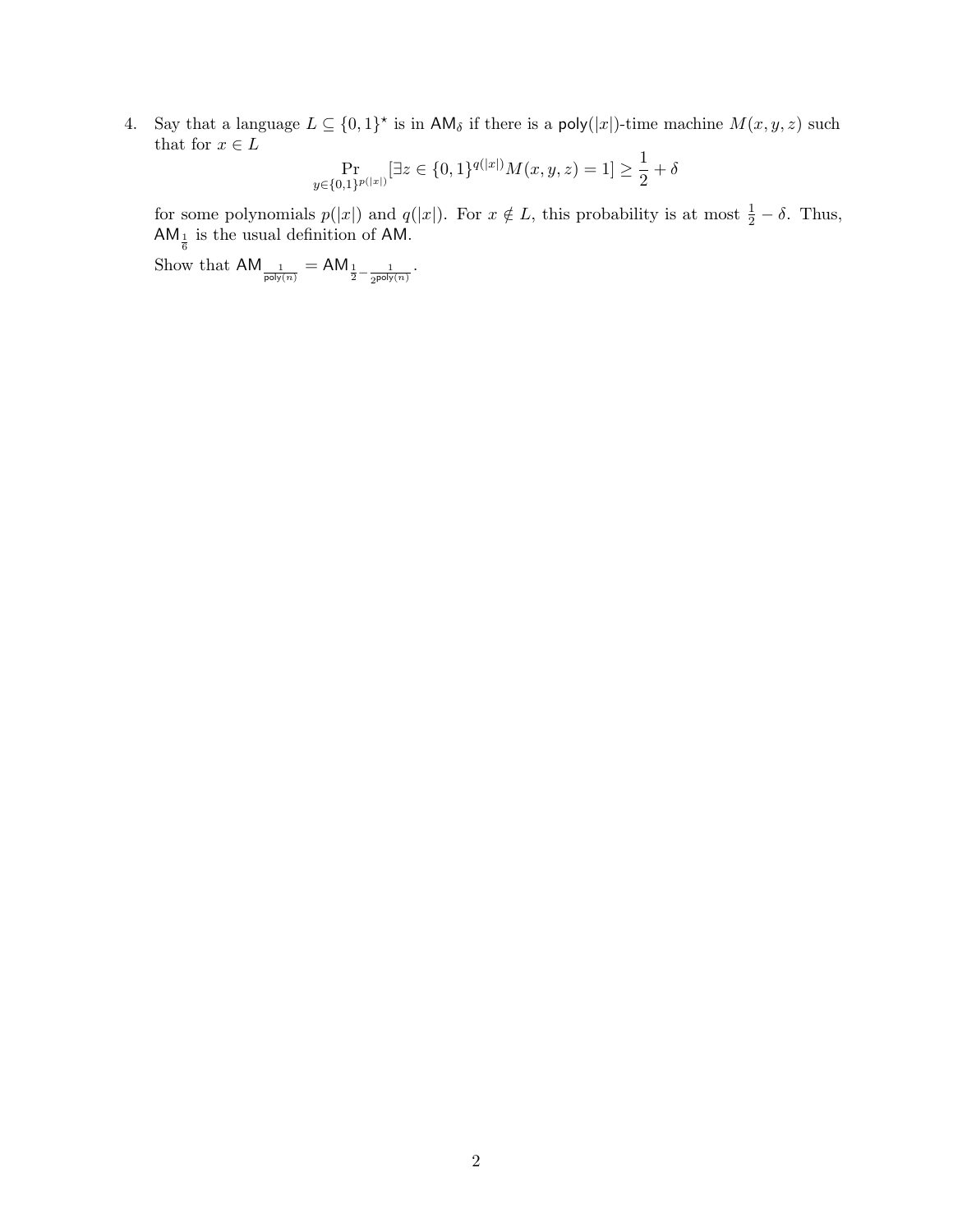4. Say that a language $L \subseteq \{0,1\}^\star$ is in $\mathsf{AM}_\delta$ if there is a $\mathsf{poly}(|x|)$-time machine $M(x,y,z)$ such that for $x \in L$

$$\Pr_{y \in \{0,1\}^{p(|x|)}}[\exists z \in \{0,1\}^{q(|x|)} M(x,y,z) = 1] \geq \frac{1}{2} + \delta$$

for some polynomials $p(|x|)$ and $q(|x|)$. For $x \notin L$, this probability is at most $\frac{1}{2} - \delta$. Thus, $\mathsf{AM}_{\frac{1}{6}}$ is the usual definition of $\mathsf{AM}$.

Show that $\mathsf{AM}_{\frac{1}{\mathsf{poly}(n)}} = \mathsf{AM}_{\frac{1}{2} - \frac{1}{2^{\mathsf{poly}(n)}}}$.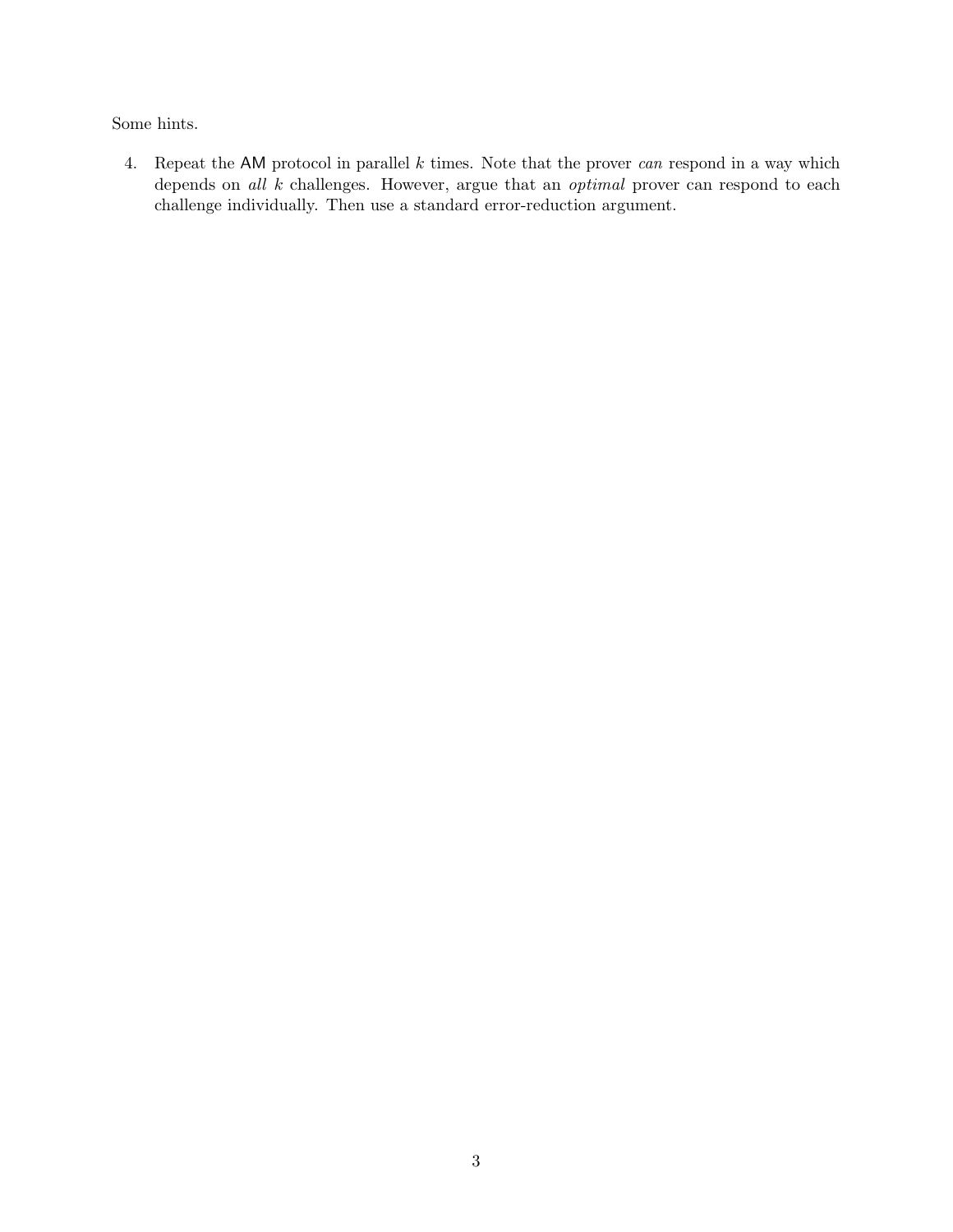Some hints.

4. Repeat the AM protocol in parallel $k$ times. Note that the prover *can* respond in a way which depends on *all* $k$ challenges. However, argue that an *optimal* prover can respond to each challenge individually. Then use a standard error-reduction argument.